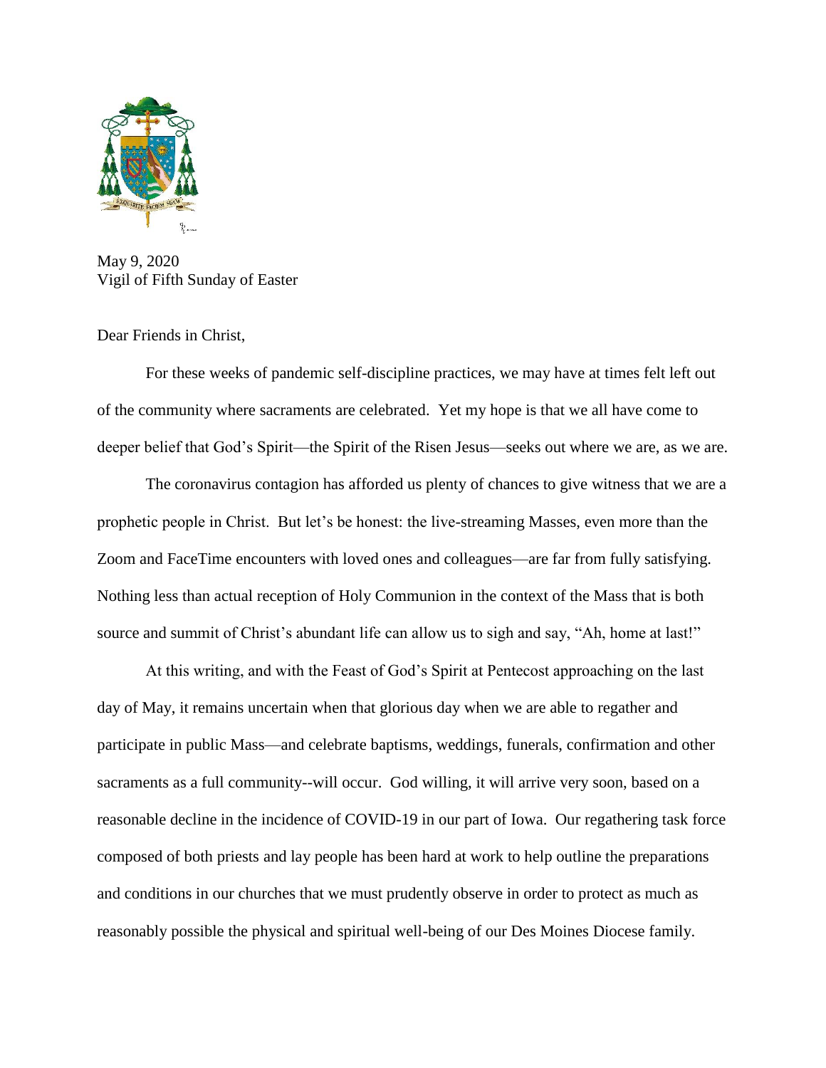May 9, 2020
Vigil of Fifth Sunday of Easter

Dear Friends in Christ,

For these weeks of pandemic self-discipline practices, we may have at times felt left out of the community where sacraments are celebrated. Yet my hope is that we all have come to deeper belief that God's Spirit—the Spirit of the Risen Jesus—seeks out where we are, as we are.

The coronavirus contagion has afforded us plenty of chances to give witness that we are a prophetic people in Christ. But let's be honest: the live-streaming Masses, even more than the Zoom and FaceTime encounters with loved ones and colleagues—are far from fully satisfying. Nothing less than actual reception of Holy Communion in the context of the Mass that is both source and summit of Christ's abundant life can allow us to sigh and say, "Ah, home at last!"

At this writing, and with the Feast of God's Spirit at Pentecost approaching on the last day of May, it remains uncertain when that glorious day when we are able to regather and participate in public Mass—and celebrate baptisms, weddings, funerals, confirmation and other sacraments as a full community--will occur. God willing, it will arrive very soon, based on a reasonable decline in the incidence of COVID-19 in our part of Iowa. Our regathering task force composed of both priests and lay people has been hard at work to help outline the preparations and conditions in our churches that we must prudently observe in order to protect as much as reasonably possible the physical and spiritual well-being of our Des Moines Diocese family.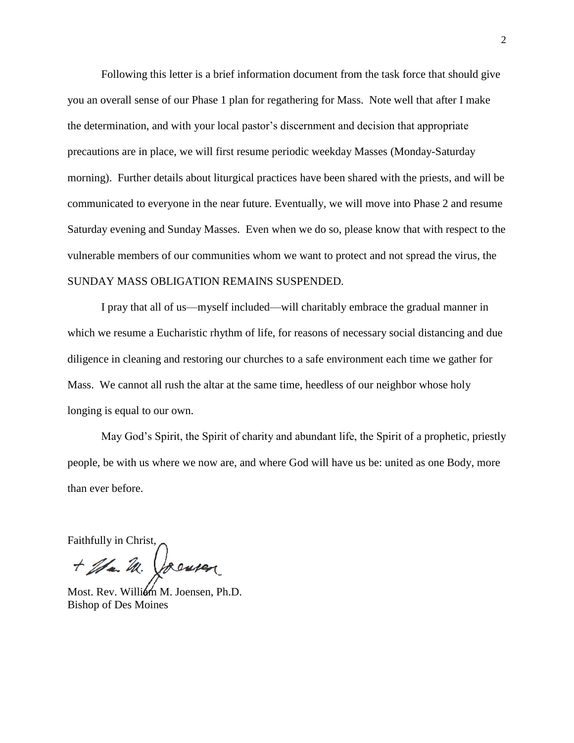Following this letter is a brief information document from the task force that should give you an overall sense of our Phase 1 plan for regathering for Mass. Note well that after I make the determination, and with your local pastor's discernment and decision that appropriate precautions are in place, we will first resume periodic weekday Masses (Monday-Saturday morning). Further details about liturgical practices have been shared with the priests, and will be communicated to everyone in the near future. Eventually, we will move into Phase 2 and resume Saturday evening and Sunday Masses. Even when we do so, please know that with respect to the vulnerable members of our communities whom we want to protect and not spread the virus, the SUNDAY MASS OBLIGATION REMAINS SUSPENDED.

I pray that all of us—myself included—will charitably embrace the gradual manner in which we resume a Eucharistic rhythm of life, for reasons of necessary social distancing and due diligence in cleaning and restoring our churches to a safe environment each time we gather for Mass. We cannot all rush the altar at the same time, heedless of our neighbor whose holy longing is equal to our own.

May God's Spirit, the Spirit of charity and abundant life, the Spirit of a prophetic, priestly people, be with us where we now are, and where God will have us be: united as one Body, more than ever before.

Faithfully in Christ,

+ Wm. M. Joensen

Most. Rev. William M. Joensen, Ph.D.
Bishop of Des Moines